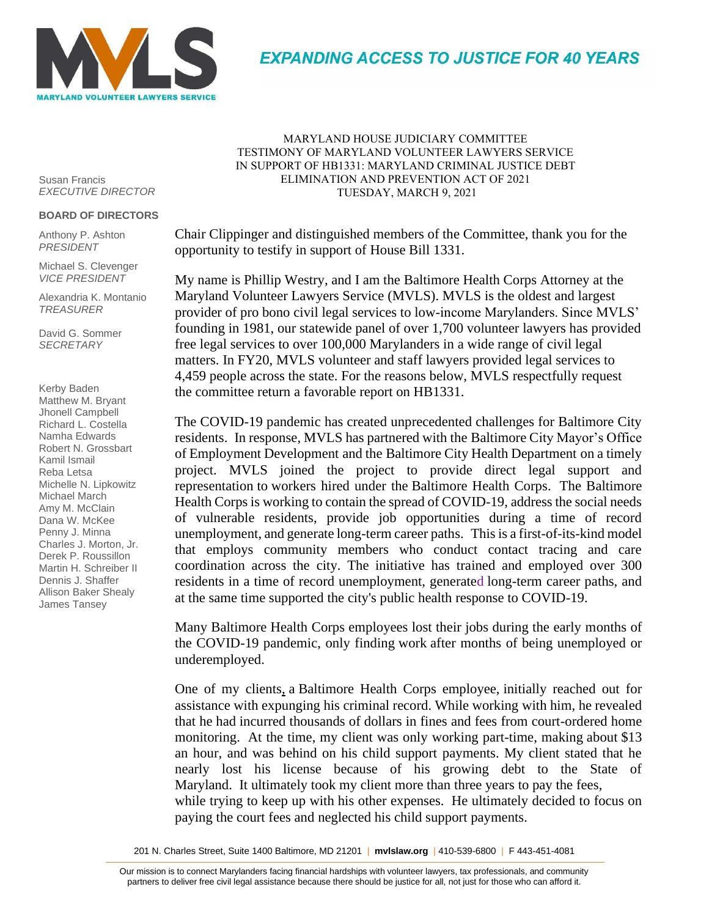MARYLAND VOLUNTEER LAWYERS SERVICE

**EXPANDING ACCESS TO JUSTICE FOR 40 YEARS**

Susan Francis
*EXECUTIVE DIRECTOR*

**BOARD OF DIRECTORS**

Anthony P. Ashton
*PRESIDENT*

Michael S. Clevenger
*VICE PRESIDENT*

Alexandria K. Montanio
*TREASURER*

David G. Sommer
*SECRETARY*

Kerby Baden
Matthew M. Bryant
Jhonell Campbell
Richard L. Costella
Namha Edwards
Robert N. Grossbart
Kamil Ismail
Reba Letsa
Michelle N. Lipkowitz
Michael March
Amy M. McClain
Dana W. McKee
Penny J. Minna
Charles J. Morton, Jr.
Derek P. Roussillon
Martin H. Schreiber II
Dennis J. Shaffer
Allison Baker Shealy
James Tansey

MARYLAND HOUSE JUDICIARY COMMITTEE
TESTIMONY OF MARYLAND VOLUNTEER LAWYERS SERVICE
IN SUPPORT OF HB1331: MARYLAND CRIMINAL JUSTICE DEBT ELIMINATION AND PREVENTION ACT OF 2021
TUESDAY, MARCH 9, 2021

Chair Clippinger and distinguished members of the Committee, thank you for the opportunity to testify in support of House Bill 1331.

My name is Phillip Westry, and I am the Baltimore Health Corps Attorney at the Maryland Volunteer Lawyers Service (MVLS). MVLS is the oldest and largest provider of pro bono civil legal services to low-income Marylanders. Since MVLS' founding in 1981, our statewide panel of over 1,700 volunteer lawyers has provided free legal services to over 100,000 Marylanders in a wide range of civil legal matters. In FY20, MVLS volunteer and staff lawyers provided legal services to 4,459 people across the state. For the reasons below, MVLS respectfully request the committee return a favorable report on HB1331.

The COVID-19 pandemic has created unprecedented challenges for Baltimore City residents. In response, MVLS has partnered with the Baltimore City Mayor's Office of Employment Development and the Baltimore City Health Department on a timely project. MVLS joined the project to provide direct legal support and representation to workers hired under the Baltimore Health Corps. The Baltimore Health Corps is working to contain the spread of COVID-19, address the social needs of vulnerable residents, provide job opportunities during a time of record unemployment, and generate long-term career paths. This is a first-of-its-kind model that employs community members who conduct contact tracing and care coordination across the city. The initiative has trained and employed over 300 residents in a time of record unemployment, generated long-term career paths, and at the same time supported the city's public health response to COVID-19.

Many Baltimore Health Corps employees lost their jobs during the early months of the COVID-19 pandemic, only finding work after months of being unemployed or underemployed.

One of my clients, a Baltimore Health Corps employee, initially reached out for assistance with expunging his criminal record. While working with him, he revealed that he had incurred thousands of dollars in fines and fees from court-ordered home monitoring. At the time, my client was only working part-time, making about $13 an hour, and was behind on his child support payments. My client stated that he nearly lost his license because of his growing debt to the State of Maryland. It ultimately took my client more than three years to pay the fees, while trying to keep up with his other expenses. He ultimately decided to focus on paying the court fees and neglected his child support payments.

201 N. Charles Street, Suite 1400 Baltimore, MD 21201 | **mvlslaw.org** | 410-539-6800 | F 443-451-4081

Our mission is to connect Marylanders facing financial hardships with volunteer lawyers, tax professionals, and community partners to deliver free civil legal assistance because there should be justice for all, not just for those who can afford it.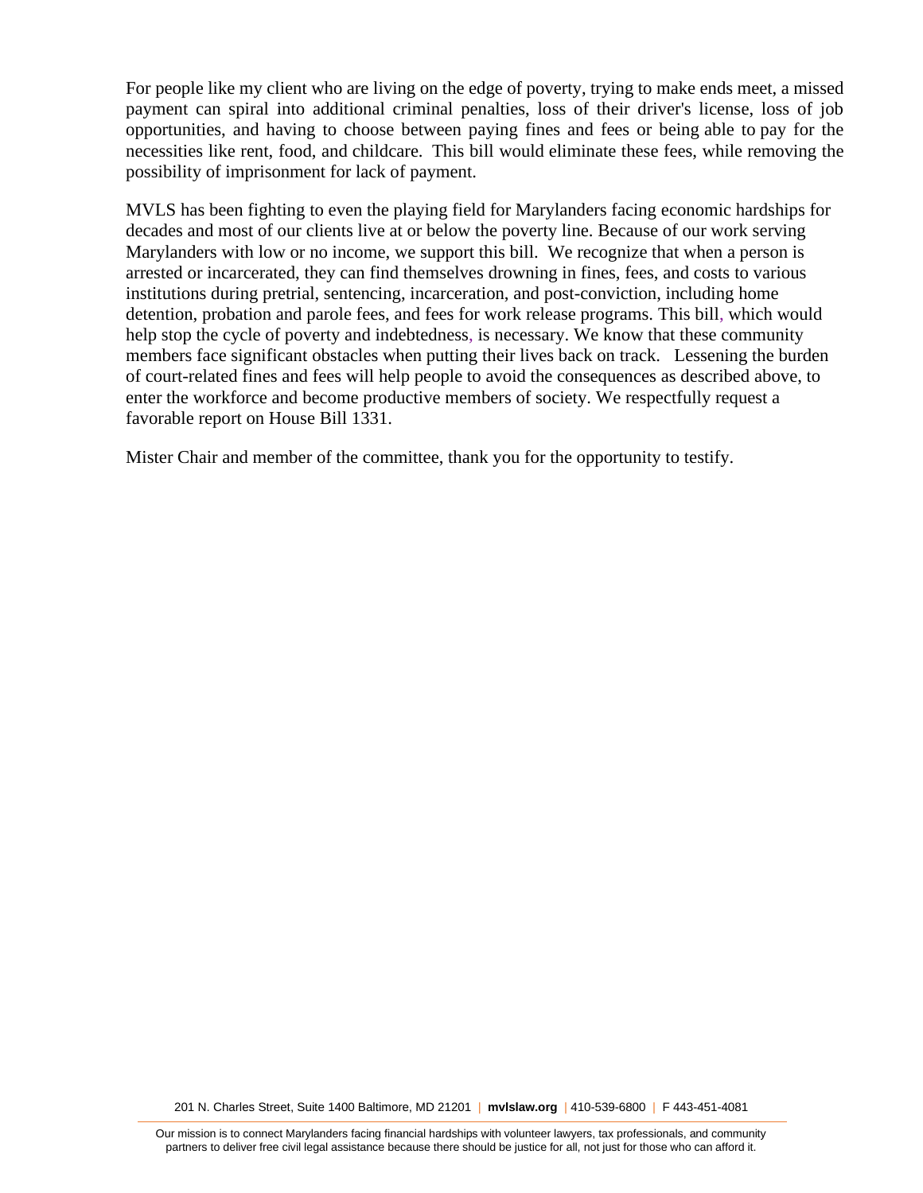For people like my client who are living on the edge of poverty, trying to make ends meet, a missed payment can spiral into additional criminal penalties, loss of their driver's license, loss of job opportunities, and having to choose between paying fines and fees or being able to pay for the necessities like rent, food, and childcare. This bill would eliminate these fees, while removing the possibility of imprisonment for lack of payment.

MVLS has been fighting to even the playing field for Marylanders facing economic hardships for decades and most of our clients live at or below the poverty line. Because of our work serving Marylanders with low or no income, we support this bill. We recognize that when a person is arrested or incarcerated, they can find themselves drowning in fines, fees, and costs to various institutions during pretrial, sentencing, incarceration, and post-conviction, including home detention, probation and parole fees, and fees for work release programs. This bill, which would help stop the cycle of poverty and indebtedness, is necessary. We know that these community members face significant obstacles when putting their lives back on track. Lessening the burden of court-related fines and fees will help people to avoid the consequences as described above, to enter the workforce and become productive members of society. We respectfully request a favorable report on House Bill 1331.

Mister Chair and member of the committee, thank you for the opportunity to testify.

201 N. Charles Street, Suite 1400 Baltimore, MD 21201 | **mvlslaw.org** | 410-539-6800 | F 443-451-4081

Our mission is to connect Marylanders facing financial hardships with volunteer lawyers, tax professionals, and community partners to deliver free civil legal assistance because there should be justice for all, not just for those who can afford it.